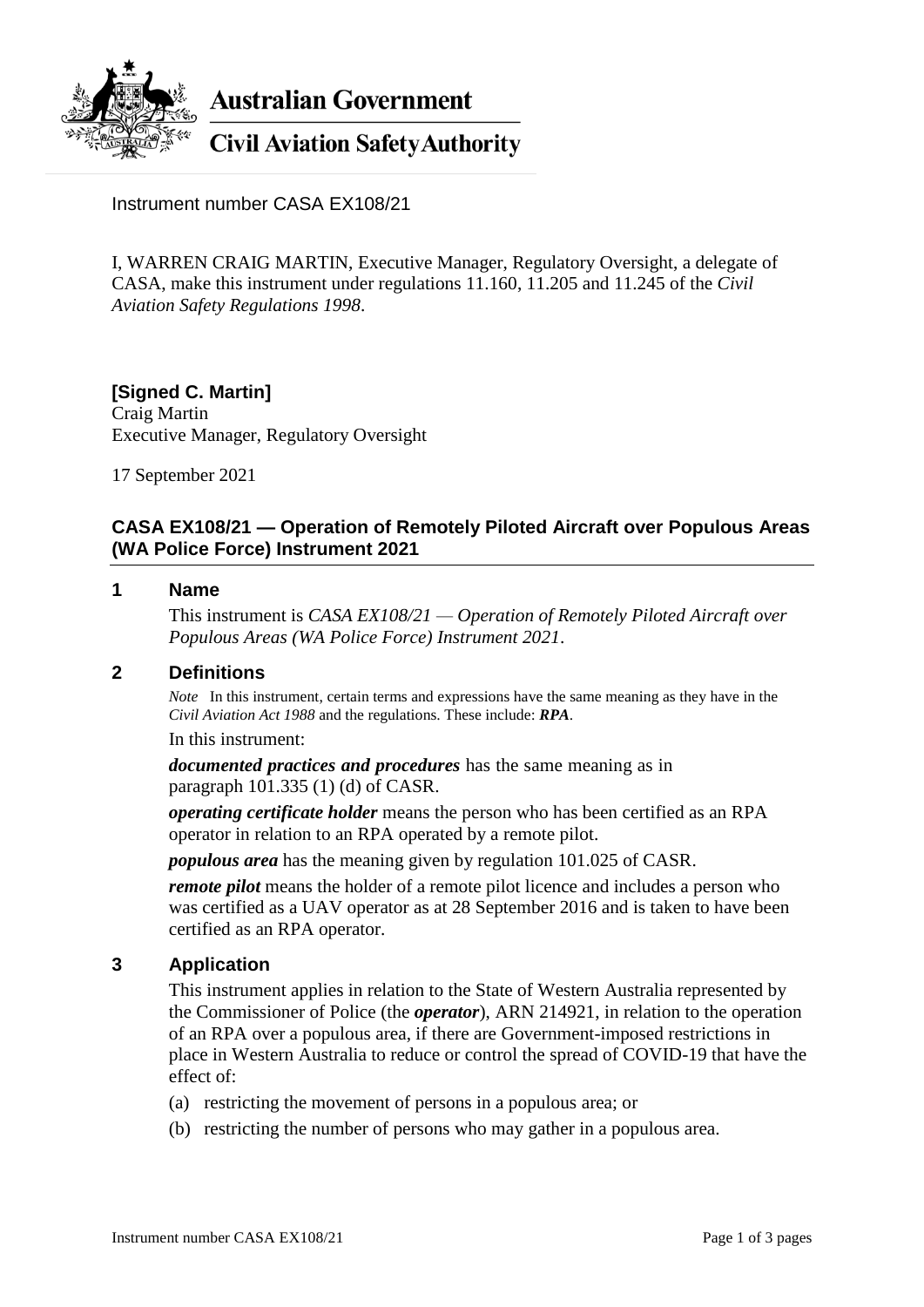**Australian Government**

**Civil Aviation Safety Authority**

Instrument number CASA EX108/21

I, WARREN CRAIG MARTIN, Executive Manager, Regulatory Oversight, a delegate of CASA, make this instrument under regulations 11.160, 11.205 and 11.245 of the *Civil Aviation Safety Regulations 1998*.

**[Signed C. Martin]**
Craig Martin
Executive Manager, Regulatory Oversight

17 September 2021

## CASA EX108/21 — Operation of Remotely Piloted Aircraft over Populous Areas (WA Police Force) Instrument 2021

### 1 Name

This instrument is *CASA EX108/21 — Operation of Remotely Piloted Aircraft over Populous Areas (WA Police Force) Instrument 2021*.

### 2 Definitions

*Note* In this instrument, certain terms and expressions have the same meaning as they have in the *Civil Aviation Act 1988* and the regulations. These include: ***RPA***.

In this instrument:

***documented practices and procedures*** has the same meaning as in paragraph 101.335 (1) (d) of CASR.

***operating certificate holder*** means the person who has been certified as an RPA operator in relation to an RPA operated by a remote pilot.

***populous area*** has the meaning given by regulation 101.025 of CASR.

***remote pilot*** means the holder of a remote pilot licence and includes a person who was certified as a UAV operator as at 28 September 2016 and is taken to have been certified as an RPA operator.

### 3 Application

This instrument applies in relation to the State of Western Australia represented by the Commissioner of Police (the ***operator***), ARN 214921, in relation to the operation of an RPA over a populous area, if there are Government-imposed restrictions in place in Western Australia to reduce or control the spread of COVID-19 that have the effect of:

(a) restricting the movement of persons in a populous area; or

(b) restricting the number of persons who may gather in a populous area.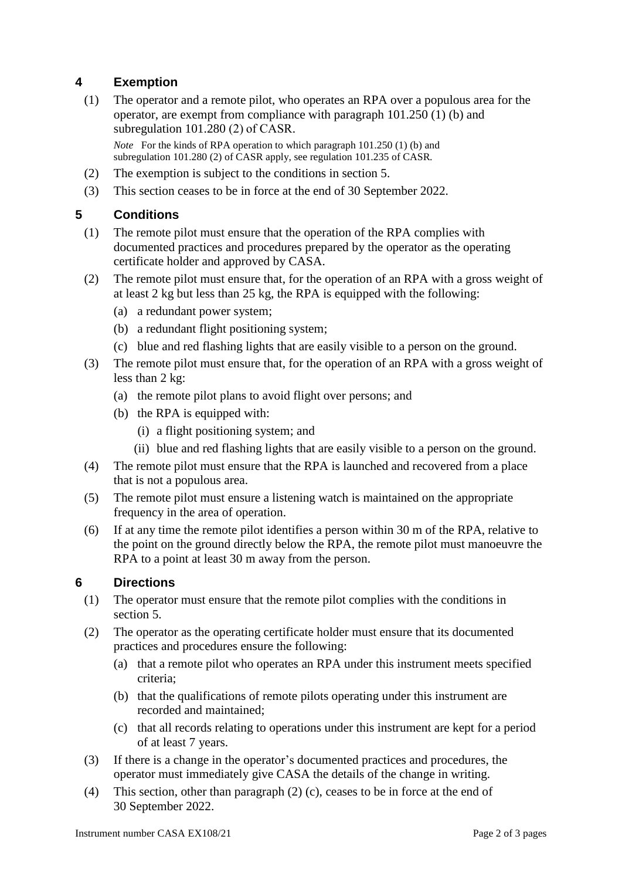## 4 Exemption

(1) The operator and a remote pilot, who operates an RPA over a populous area for the operator, are exempt from compliance with paragraph 101.250 (1) (b) and subregulation 101.280 (2) of CASR.

*Note* For the kinds of RPA operation to which paragraph 101.250 (1) (b) and subregulation 101.280 (2) of CASR apply, see regulation 101.235 of CASR.

(2) The exemption is subject to the conditions in section 5.

(3) This section ceases to be in force at the end of 30 September 2022.

## 5 Conditions

(1) The remote pilot must ensure that the operation of the RPA complies with documented practices and procedures prepared by the operator as the operating certificate holder and approved by CASA.

(2) The remote pilot must ensure that, for the operation of an RPA with a gross weight of at least 2 kg but less than 25 kg, the RPA is equipped with the following:

(a) a redundant power system;

(b) a redundant flight positioning system;

(c) blue and red flashing lights that are easily visible to a person on the ground.

(3) The remote pilot must ensure that, for the operation of an RPA with a gross weight of less than 2 kg:

(a) the remote pilot plans to avoid flight over persons; and

(b) the RPA is equipped with:

(i) a flight positioning system; and

(ii) blue and red flashing lights that are easily visible to a person on the ground.

(4) The remote pilot must ensure that the RPA is launched and recovered from a place that is not a populous area.

(5) The remote pilot must ensure a listening watch is maintained on the appropriate frequency in the area of operation.

(6) If at any time the remote pilot identifies a person within 30 m of the RPA, relative to the point on the ground directly below the RPA, the remote pilot must manoeuvre the RPA to a point at least 30 m away from the person.

## 6 Directions

(1) The operator must ensure that the remote pilot complies with the conditions in section 5.

(2) The operator as the operating certificate holder must ensure that its documented practices and procedures ensure the following:

(a) that a remote pilot who operates an RPA under this instrument meets specified criteria;

(b) that the qualifications of remote pilots operating under this instrument are recorded and maintained;

(c) that all records relating to operations under this instrument are kept for a period of at least 7 years.

(3) If there is a change in the operator's documented practices and procedures, the operator must immediately give CASA the details of the change in writing.

(4) This section, other than paragraph (2) (c), ceases to be in force at the end of 30 September 2022.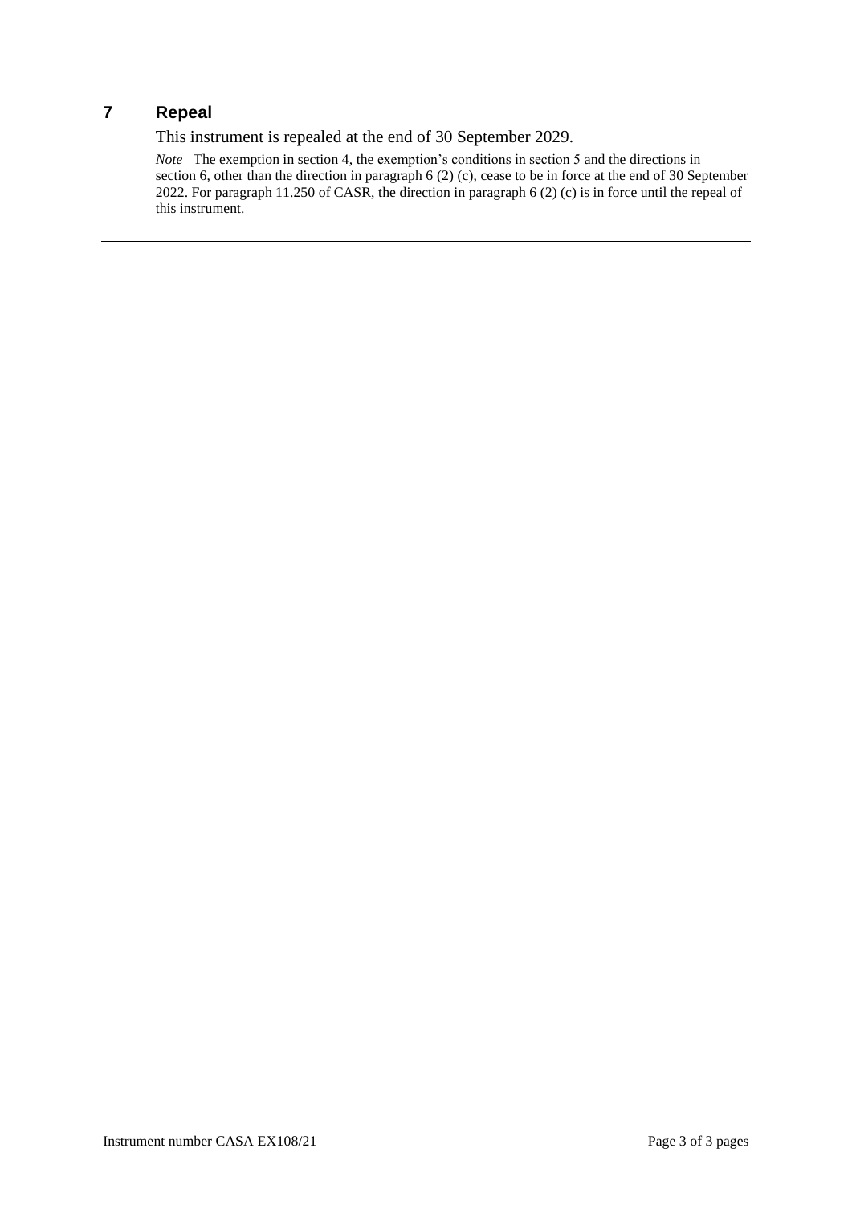## 7 Repeal

This instrument is repealed at the end of 30 September 2029.

*Note* The exemption in section 4, the exemption's conditions in section 5 and the directions in section 6, other than the direction in paragraph 6 (2) (c), cease to be in force at the end of 30 September 2022. For paragraph 11.250 of CASR, the direction in paragraph 6 (2) (c) is in force until the repeal of this instrument.